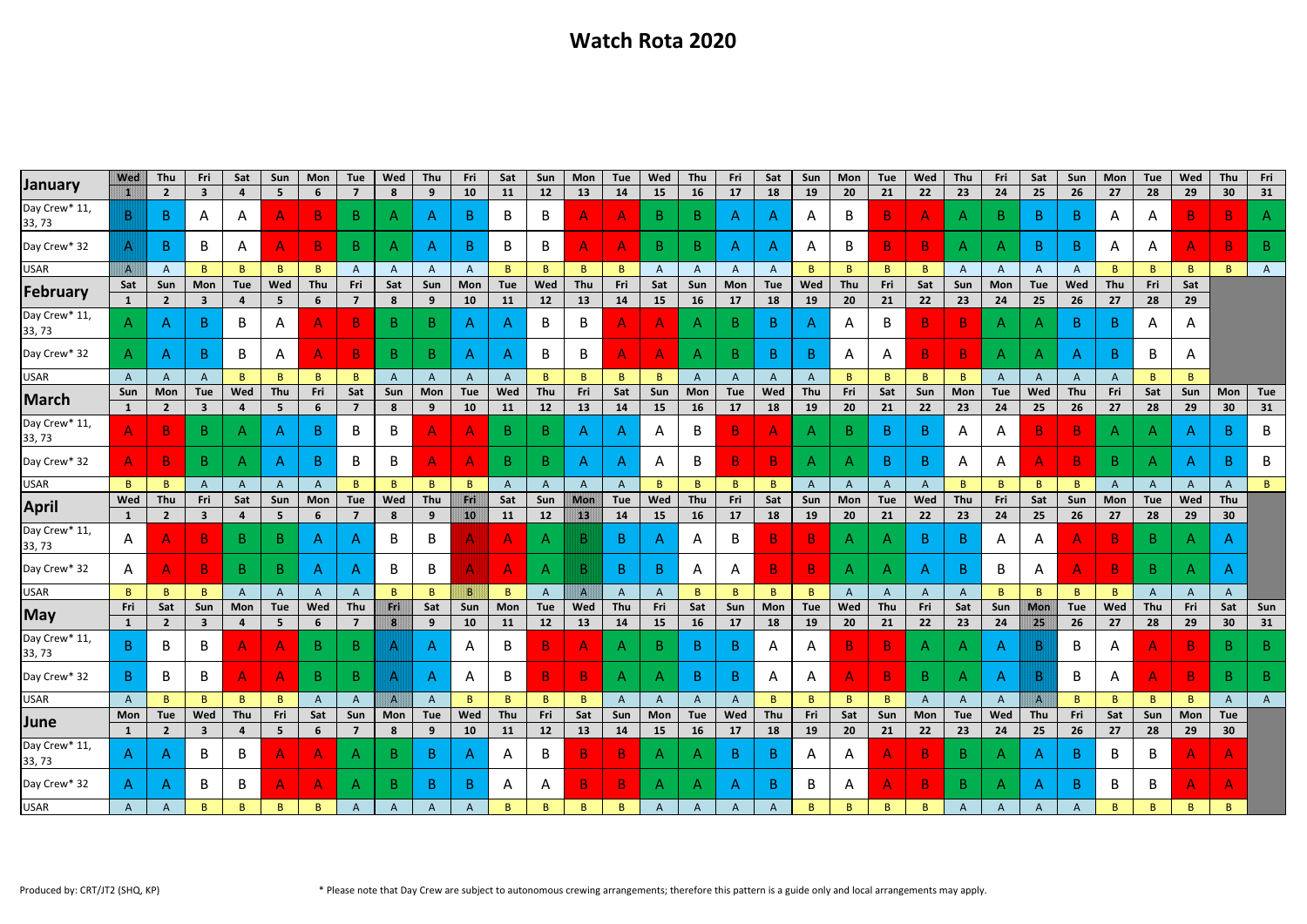# Watch Rota 2020

| January | Wed | Thu | Fri | Sat | Sun | Mon | Tue | Wed | Thu | Fri | Sat | Sun | Mon | Tue | Wed | Thu | Fri | Sat | Sun | Mon | Tue | Wed | Thu | Fri | Sat | Sun | Mon | Tue | Wed | Thu | Fri |
|---|---|---|---|---|---|---|---|---|---|---|---|---|---|---|---|---|---|---|---|---|---|---|---|---|---|---|---|---|---|---|---|
| | 1 | 2 | 3 | 4 | 5 | 6 | 7 | 8 | 9 | 10 | 11 | 12 | 13 | 14 | 15 | 16 | 17 | 18 | 19 | 20 | 21 | 22 | 23 | 24 | 25 | 26 | 27 | 28 | 29 | 30 | 31 |
| Day Crew* 11, 33, 73 | B | B | A | A | A | B | B | A | A | B | B | B | A | A | B | B | A | A | A | B | B | A | A | B | B | B | A | A | B | B | A |
| Day Crew* 32 | A | B | B | A | A | B | B | A | A | B | B | B | A | A | B | B | A | A | A | B | B | B | A | A | B | B | A | A | A | B | B |
| USAR | A | A | B | B | B | B | A | A | A | A | B | B | B | B | A | A | A | A | B | B | B | B | A | A | A | A | B | B | B | B | A |

| February | Sat | Sun | Mon | Tue | Wed | Thu | Fri | Sat | Sun | Mon | Tue | Wed | Thu | Fri | Sat | Sun | Mon | Tue | Wed | Thu | Fri | Sat | Sun | Mon | Tue | Wed | Thu | Fri | Sat |
|---|---|---|---|---|---|---|---|---|---|---|---|---|---|---|---|---|---|---|---|---|---|---|---|---|---|---|---|---|---|
| | 1 | 2 | 3 | 4 | 5 | 6 | 7 | 8 | 9 | 10 | 11 | 12 | 13 | 14 | 15 | 16 | 17 | 18 | 19 | 20 | 21 | 22 | 23 | 24 | 25 | 26 | 27 | 28 | 29 |
| Day Crew* 11, 33, 73 | A | A | B | B | A | A | B | B | B | A | A | B | B | A | A | A | B | B | A | A | B | B | B | A | A | B | B | A | A |
| Day Crew* 32 | A | A | B | B | A | A | B | B | B | A | A | B | B | A | A | A | B | B | B | A | A | B | B | A | A | A | B | B | A |
| USAR | A | A | A | B | B | B | B | A | A | A | A | B | B | B | B | A | A | A | A | B | B | B | B | A | A | A | A | B | B |

| March | Sun | Mon | Tue | Wed | Thu | Fri | Sat | Sun | Mon | Tue | Wed | Thu | Fri | Sat | Sun | Mon | Tue | Wed | Thu | Fri | Sat | Sun | Mon | Tue | Wed | Thu | Fri | Sat | Sun | Mon | Tue |
|---|---|---|---|---|---|---|---|---|---|---|---|---|---|---|---|---|---|---|---|---|---|---|---|---|---|---|---|---|---|---|---|
| | 1 | 2 | 3 | 4 | 5 | 6 | 7 | 8 | 9 | 10 | 11 | 12 | 13 | 14 | 15 | 16 | 17 | 18 | 19 | 20 | 21 | 22 | 23 | 24 | 25 | 26 | 27 | 28 | 29 | 30 | 31 |
| Day Crew* 11, 33, 73 | A | B | B | A | A | B | B | B | A | A | B | B | A | A | A | B | B | A | A | B | B | B | A | A | B | B | A | A | A | B | B |
| Day Crew* 32 | A | B | B | A | A | B | B | B | A | A | B | B | A | A | A | B | B | B | A | A | B | B | A | A | A | B | B | A | A | B | B |
| USAR | B | B | A | A | A | A | B | B | B | B | A | A | A | A | B | B | B | B | A | A | A | A | B | B | B | B | A | A | A | A | B |

| April | Wed | Thu | Fri | Sat | Sun | Mon | Tue | Wed | Thu | Fri | Sat | Sun | Mon | Tue | Wed | Thu | Fri | Sat | Sun | Mon | Tue | Wed | Thu | Fri | Sat | Sun | Mon | Tue | Wed | Thu |
|---|---|---|---|---|---|---|---|---|---|---|---|---|---|---|---|---|---|---|---|---|---|---|---|---|---|---|---|---|---|---|
| | 1 | 2 | 3 | 4 | 5 | 6 | 7 | 8 | 9 | 10 | 11 | 12 | 13 | 14 | 15 | 16 | 17 | 18 | 19 | 20 | 21 | 22 | 23 | 24 | 25 | 26 | 27 | 28 | 29 | 30 |
| Day Crew* 11, 33, 73 | A | A | B | B | B | A | A | B | B | A | A | A | B | B | A | A | B | B | B | A | A | B | B | A | A | A | B | B | A | A |
| Day Crew* 32 | A | A | B | B | B | A | A | B | B | A | A | A | B | B | B | A | A | B | B | A | A | A | B | B | A | A | B | B | A | A |
| USAR | B | B | B | A | A | A | A | B | B | B | B | A | A | A | A | B | B | B | B | A | A | A | A | B | B | B | B | A | A | A |

| May | Fri | Sat | Sun | Mon | Tue | Wed | Thu | Fri | Sat | Sun | Mon | Tue | Wed | Thu | Fri | Sat | Sun | Mon | Tue | Wed | Thu | Fri | Sat | Sun | Mon | Tue | Wed | Thu | Fri | Sat | Sun |
|---|---|---|---|---|---|---|---|---|---|---|---|---|---|---|---|---|---|---|---|---|---|---|---|---|---|---|---|---|---|---|---|
| | 1 | 2 | 3 | 4 | 5 | 6 | 7 | 8 | 9 | 10 | 11 | 12 | 13 | 14 | 15 | 16 | 17 | 18 | 19 | 20 | 21 | 22 | 23 | 24 | 25 | 26 | 27 | 28 | 29 | 30 | 31 |
| Day Crew* 11, 33, 73 | B | B | B | A | A | B | B | A | A | A | B | B | A | A | B | B | B | A | A | B | B | A | A | A | B | B | A | A | B | B | B |
| Day Crew* 32 | B | B | B | A | A | B | B | A | A | A | B | B | B | A | A | B | B | A | A | A | B | B | A | A | B | B | A | A | B | B | B |
| USAR | A | B | B | B | B | A | A | A | A | B | B | B | B | A | A | A | A | B | B | B | B | A | A | A | A | B | B | B | B | A | A |

| June | Mon | Tue | Wed | Thu | Fri | Sat | Sun | Mon | Tue | Wed | Thu | Fri | Sat | Sun | Mon | Tue | Wed | Thu | Fri | Sat | Sun | Mon | Tue | Wed | Thu | Fri | Sat | Sun | Mon | Tue |
|---|---|---|---|---|---|---|---|---|---|---|---|---|---|---|---|---|---|---|---|---|---|---|---|---|---|---|---|---|---|---|
| | 1 | 2 | 3 | 4 | 5 | 6 | 7 | 8 | 9 | 10 | 11 | 12 | 13 | 14 | 15 | 16 | 17 | 18 | 19 | 20 | 21 | 22 | 23 | 24 | 25 | 26 | 27 | 28 | 29 | 30 |
| Day Crew* 11, 33, 73 | A | A | B | B | A | A | A | B | B | A | A | B | B | B | A | A | B | B | A | A | A | B | B | A | A | B | B | B | A | A |
| Day Crew* 32 | A | A | B | B | A | A | A | B | B | B | A | A | B | B | A | A | A | B | B | A | A | B | B | A | A | B | B | B | A | A |
| USAR | A | A | B | B | B | B | A | A | A | A | B | B | B | B | A | A | A | A | B | B | B | B | A | A | A | A | B | B | B | B |

Produced by: CRT/JT2 (SHQ, KP)

* Please note that Day Crew are subject to autonomous crewing arrangements; therefore this pattern is a guide only and local arrangements may apply.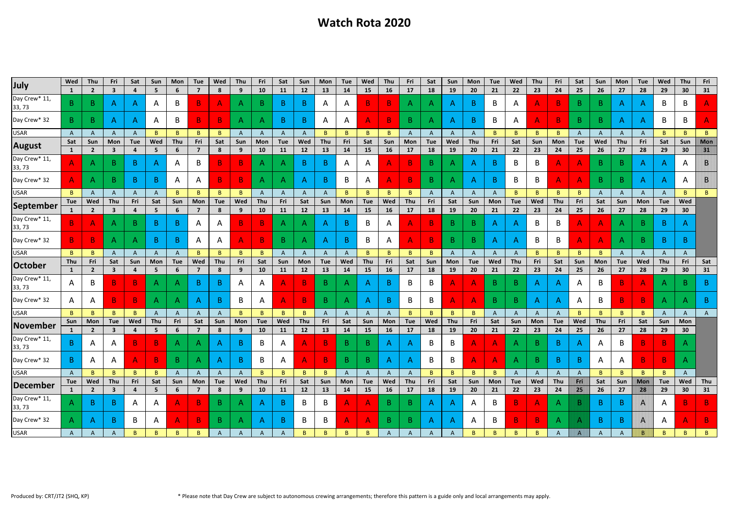# Watch Rota 2020

| | | | | | | | | | | | | | | | | | | | | | | | | | | | | | | | |
|---|---|---|---|---|---|---|---|---|---|---|---|---|---|---|---|---|---|---|---|---|---|---|---|---|---|---|---|---|---|---|---|
| **July** | **Wed** | **Thu** | **Fri** | **Sat** | **Sun** | **Mon** | **Tue** | **Wed** | **Thu** | **Fri** | **Sat** | **Sun** | **Mon** | **Tue** | **Wed** | **Thu** | **Fri** | **Sat** | **Sun** | **Mon** | **Tue** | **Wed** | **Thu** | **Fri** | **Sat** | **Sun** | **Mon** | **Tue** | **Wed** | **Thu** | **Fri** |
| | **1** | **2** | **3** | **4** | **5** | **6** | **7** | **8** | **9** | **10** | **11** | **12** | **13** | **14** | **15** | **16** | **17** | **18** | **19** | **20** | **21** | **22** | **23** | **24** | **25** | **26** | **27** | **28** | **29** | **30** | **31** |
| Day Crew* 11, 33, 73 | B | B | A | A | A | B | B | A | A | B | B | B | A | A | B | B | A | A | A | B | B | A | A | B | B | B | A | A | B | B | A |
| Day Crew* 32 | B | B | A | A | A | B | B | B | A | A | B | B | A | A | A | B | B | A | A | B | B | A | A | B | B | B | A | A | B | B | A |
| USAR | A | A | A | A | B | B | B | B | A | A | A | A | B | B | B | B | A | A | A | A | B | B | B | B | A | A | A | A | B | B | B |
| **August** | **Sat** | **Sun** | **Mon** | **Tue** | **Wed** | **Thu** | **Fri** | **Sat** | **Sun** | **Mon** | **Tue** | **Wed** | **Thu** | **Fri** | **Sat** | **Sun** | **Mon** | **Tue** | **Wed** | **Thu** | **Fri** | **Sat** | **Sun** | **Mon** | **Tue** | **Wed** | **Thu** | **Fri** | **Sat** | **Sun** | **Mon** |
| | **1** | **2** | **3** | **4** | **5** | **6** | **7** | **8** | **9** | **10** | **11** | **12** | **13** | **14** | **15** | **16** | **17** | **18** | **19** | **20** | **21** | **22** | **23** | **24** | **25** | **26** | **27** | **28** | **29** | **30** | **31** |
| Day Crew* 11, 33, 73 | A | A | B | B | A | A | B | B | B | A | A | B | B | A | A | A | B | B | A | A | B | B | B | A | A | B | B | A | A | A | B |
| Day Crew* 32 | A | A | B | B | B | A | A | B | B | A | A | A | B | B | A | A | B | B | A | A | B | B | B | A | A | B | B | A | A | A | B |
| USAR | B | A | A | A | A | B | B | B | B | A | A | A | A | B | B | B | B | A | A | A | A | B | B | B | B | A | A | A | A | B | B |
| **September** | **Tue** | **Wed** | **Thu** | **Fri** | **Sat** | **Sun** | **Mon** | **Tue** | **Wed** | **Thu** | **Fri** | **Sat** | **Sun** | **Mon** | **Tue** | **Wed** | **Thu** | **Fri** | **Sat** | **Sun** | **Mon** | **Tue** | **Wed** | **Thu** | **Fri** | **Sat** | **Sun** | **Mon** | **Tue** | **Wed** | |
| | **1** | **2** | **3** | **4** | **5** | **6** | **7** | **8** | **9** | **10** | **11** | **12** | **13** | **14** | **15** | **16** | **17** | **18** | **19** | **20** | **21** | **22** | **23** | **24** | **25** | **26** | **27** | **28** | **29** | **30** | |
| Day Crew* 11, 33, 73 | B | A | A | B | B | B | A | A | B | B | A | A | A | B | B | A | A | B | B | B | A | A | B | B | A | A | A | B | B | A | |
| Day Crew* 32 | B | B | A | A | B | B | A | A | A | B | B | A | A | B | B | A | A | B | B | B | A | A | B | B | A | A | A | B | B | B | |
| USAR | B | B | A | A | A | A | B | B | B | B | A | A | A | A | B | B | B | B | A | A | A | A | B | B | B | B | A | A | A | A | |
| **October** | **Thu** | **Fri** | **Sat** | **Sun** | **Mon** | **Tue** | **Wed** | **Thu** | **Fri** | **Sat** | **Sun** | **Mon** | **Tue** | **Wed** | **Thu** | **Fri** | **Sat** | **Sun** | **Mon** | **Tue** | **Wed** | **Thu** | **Fri** | **Sat** | **Sun** | **Mon** | **Tue** | **Wed** | **Thu** | **Fri** | **Sat** |
| | **1** | **2** | **3** | **4** | **5** | **6** | **7** | **8** | **9** | **10** | **11** | **12** | **13** | **14** | **15** | **16** | **17** | **18** | **19** | **20** | **21** | **22** | **23** | **24** | **25** | **26** | **27** | **28** | **29** | **30** | **31** |
| Day Crew* 11, 33, 73 | A | B | B | B | A | A | B | B | A | A | A | B | B | A | A | B | B | B | A | A | B | B | A | A | A | B | B | A | A | B | B |
| Day Crew* 32 | A | A | B | B | A | A | A | B | B | A | A | B | B | A | A | B | B | B | A | A | B | B | A | A | A | B | B | B | A | A | B |
| USAR | B | B | B | B | A | A | A | A | B | B | B | B | A | A | A | A | B | B | B | B | A | A | A | A | B | B | B | B | A | A | A |
| **November** | **Sun** | **Mon** | **Tue** | **Wed** | **Thu** | **Fri** | **Sat** | **Sun** | **Mon** | **Tue** | **Wed** | **Thu** | **Fri** | **Sat** | **Sun** | **Mon** | **Tue** | **Wed** | **Thu** | **Fri** | **Sat** | **Sun** | **Mon** | **Tue** | **Wed** | **Thu** | **Fri** | **Sat** | **Sun** | **Mon** | |
| | **1** | **2** | **3** | **4** | **5** | **6** | **7** | **8** | **9** | **10** | **11** | **12** | **13** | **14** | **15** | **16** | **17** | **18** | **19** | **20** | **21** | **22** | **23** | **24** | **25** | **26** | **27** | **28** | **29** | **30** | |
| Day Crew* 11, 33, 73 | B | A | A | B | B | A | A | A | B | B | A | A | B | B | B | A | A | B | B | A | A | A | B | B | A | A | B | B | B | A | |
| Day Crew* 32 | B | A | A | A | B | B | A | A | B | B | A | A | B | B | B | A | A | B | B | A | A | A | B | B | B | A | A | B | B | A | |
| USAR | A | B | B | B | B | A | A | A | A | B | B | B | B | A | A | A | A | B | B | B | B | A | A | A | A | B | B | B | B | A | |
| **December** | **Tue** | **Wed** | **Thu** | **Fri** | **Sat** | **Sun** | **Mon** | **Tue** | **Wed** | **Thu** | **Fri** | **Sat** | **Sun** | **Mon** | **Tue** | **Wed** | **Thu** | **Fri** | **Sat** | **Sun** | **Mon** | **Tue** | **Wed** | **Thu** | **Fri** | **Sat** | **Sun** | **Mon** | **Tue** | **Wed** | **Thu** |
| | **1** | **2** | **3** | **4** | **5** | **6** | **7** | **8** | **9** | **10** | **11** | **12** | **13** | **14** | **15** | **16** | **17** | **18** | **19** | **20** | **21** | **22** | **23** | **24** | **25** | **26** | **27** | **28** | **29** | **30** | **31** |
| Day Crew* 11, 33, 73 | A | B | B | A | A | A | B | B | A | A | B | B | B | A | A | B | B | A | A | A | B | B | A | A | B | B | B | A | A | B | B |
| Day Crew* 32 | A | A | B | B | A | A | B | B | A | A | B | B | B | A | A | B | B | A | A | A | B | B | B | A | A | B | B | A | A | A | B |
| USAR | A | A | A | B | B | B | B | A | A | A | A | B | B | B | B | A | A | A | A | B | B | B | B | A | A | A | A | B | B | B | B |

Produced by: CRT/JT2 (SHQ, KP)

* Please note that Day Crew are subject to autonomous crewing arrangements; therefore this pattern is a guide only and local arrangements may apply.